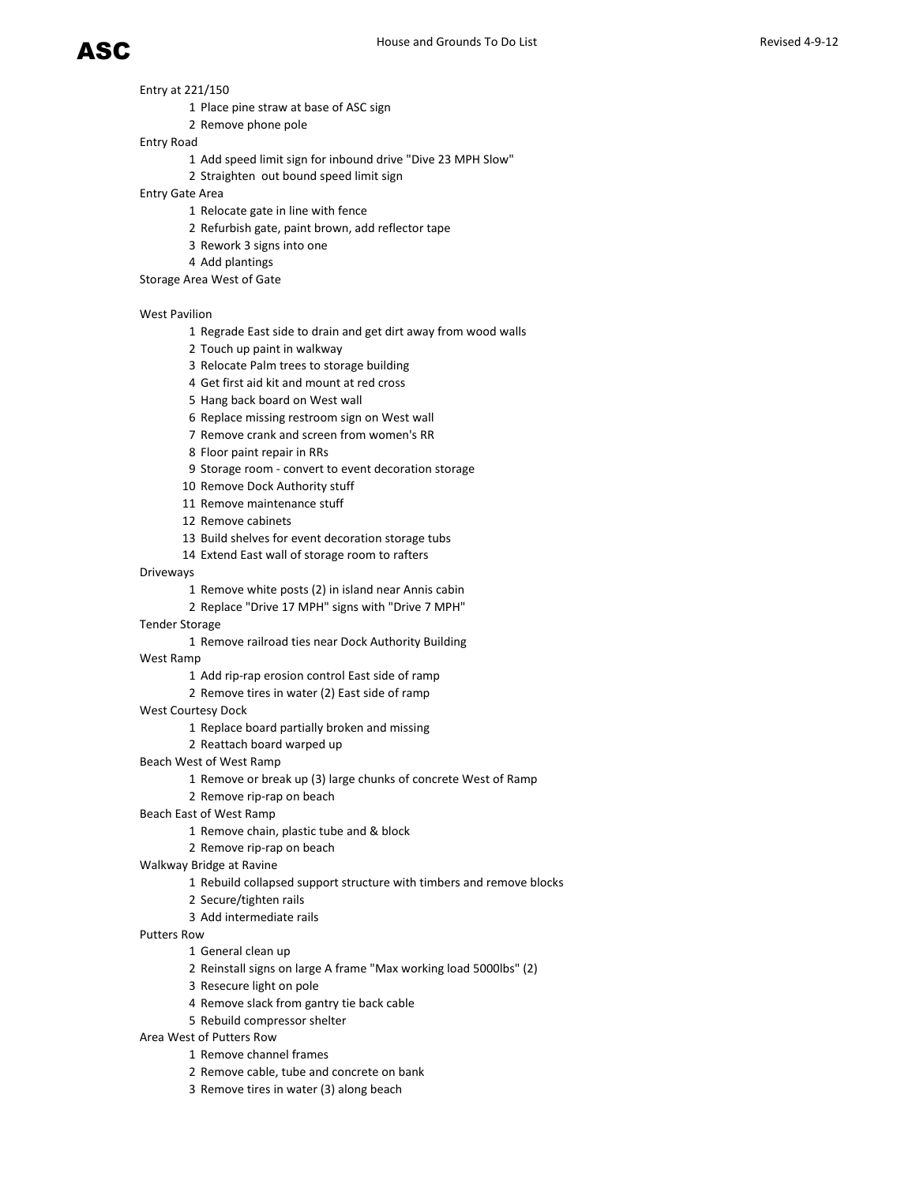**ASC** House and Grounds To Do List Revised 4-9-12

Entry at 221/150

1. Place pine straw at base of ASC sign
2. Remove phone pole

Entry Road

1. Add speed limit sign for inbound drive "Dive 23 MPH Slow"
2. Straighten out bound speed limit sign

Entry Gate Area

1. Relocate gate in line with fence
2. Refurbish gate, paint brown, add reflector tape
3. Rework 3 signs into one
4. Add plantings

Storage Area West of Gate

West Pavilion

1. Regrade East side to drain and get dirt away from wood walls
2. Touch up paint in walkway
3. Relocate Palm trees to storage building
4. Get first aid kit and mount at red cross
5. Hang back board on West wall
6. Replace missing restroom sign on West wall
7. Remove crank and screen from women's RR
8. Floor paint repair in RRs
9. Storage room - convert to event decoration storage
10. Remove Dock Authority stuff
11. Remove maintenance stuff
12. Remove cabinets
13. Build shelves for event decoration storage tubs
14. Extend East wall of storage room to rafters

Driveways

1. Remove white posts (2) in island near Annis cabin
2. Replace "Drive 17 MPH" signs with "Drive 7 MPH"

Tender Storage

1. Remove railroad ties near Dock Authority Building

West Ramp

1. Add rip-rap erosion control East side of ramp
2. Remove tires in water (2) East side of ramp

West Courtesy Dock

1. Replace board partially broken and missing
2. Reattach board warped up

Beach West of West Ramp

1. Remove or break up (3) large chunks of concrete West of Ramp
2. Remove rip-rap on beach

Beach East of West Ramp

1. Remove chain, plastic tube and & block
2. Remove rip-rap on beach

Walkway Bridge at Ravine

1. Rebuild collapsed support structure with timbers and remove blocks
2. Secure/tighten rails
3. Add intermediate rails

Putters Row

1. General clean up
2. Reinstall signs on large A frame "Max working load 5000lbs" (2)
3. Resecure light on pole
4. Remove slack from gantry tie back cable
5. Rebuild compressor shelter

Area West of Putters Row

1. Remove channel frames
2. Remove cable, tube and concrete on bank
3. Remove tires in water (3) along beach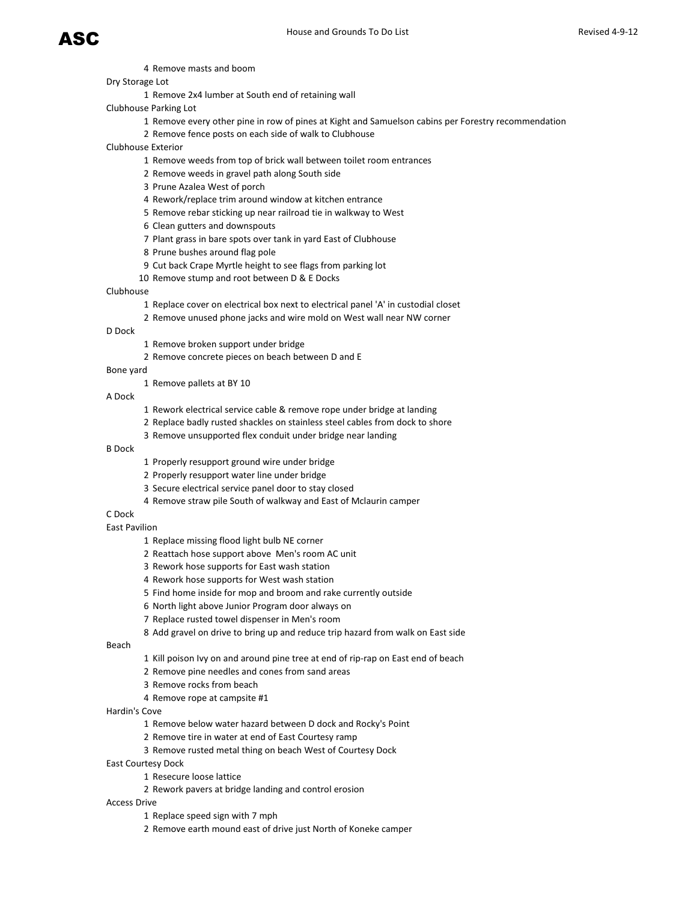4 Remove masts and boom

Dry Storage Lot

1 Remove 2x4 lumber at South end of retaining wall

Clubhouse Parking Lot

1 Remove every other pine in row of pines at Kight and Samuelson cabins per Forestry recommendation
2 Remove fence posts on each side of walk to Clubhouse

Clubhouse Exterior

1 Remove weeds from top of brick wall between toilet room entrances
2 Remove weeds in gravel path along South side
3 Prune Azalea West of porch
4 Rework/replace trim around window at kitchen entrance
5 Remove rebar sticking up near railroad tie in walkway to West
6 Clean gutters and downspouts
7 Plant grass in bare spots over tank in yard East of Clubhouse
8 Prune bushes around flag pole
9 Cut back Crape Myrtle height to see flags from parking lot
10 Remove stump and root between D & E Docks

Clubhouse

1 Replace cover on electrical box next to electrical panel 'A' in custodial closet
2 Remove unused phone jacks and wire mold on West wall near NW corner

D Dock

1 Remove broken support under bridge
2 Remove concrete pieces on beach between D and E

Bone yard

1 Remove pallets at BY 10

A Dock

1 Rework electrical service cable & remove rope under bridge at landing
2 Replace badly rusted shackles on stainless steel cables from dock to shore
3 Remove unsupported flex conduit under bridge near landing

B Dock

1 Properly resupport ground wire under bridge
2 Properly resupport water line under bridge
3 Secure electrical service panel door to stay closed
4 Remove straw pile South of walkway and East of Mclaurin camper

C Dock

East Pavilion

1 Replace missing flood light bulb NE corner
2 Reattach hose support above Men's room AC unit
3 Rework hose supports for East wash station
4 Rework hose supports for West wash station
5 Find home inside for mop and broom and rake currently outside
6 North light above Junior Program door always on
7 Replace rusted towel dispenser in Men's room
8 Add gravel on drive to bring up and reduce trip hazard from walk on East side

Beach

1 Kill poison Ivy on and around pine tree at end of rip-rap on East end of beach
2 Remove pine needles and cones from sand areas
3 Remove rocks from beach
4 Remove rope at campsite #1

Hardin's Cove

1 Remove below water hazard between D dock and Rocky's Point
2 Remove tire in water at end of East Courtesy ramp
3 Remove rusted metal thing on beach West of Courtesy Dock

East Courtesy Dock

1 Resecure loose lattice
2 Rework pavers at bridge landing and control erosion

Access Drive

1 Replace speed sign with 7 mph
2 Remove earth mound east of drive just North of Koneke camper